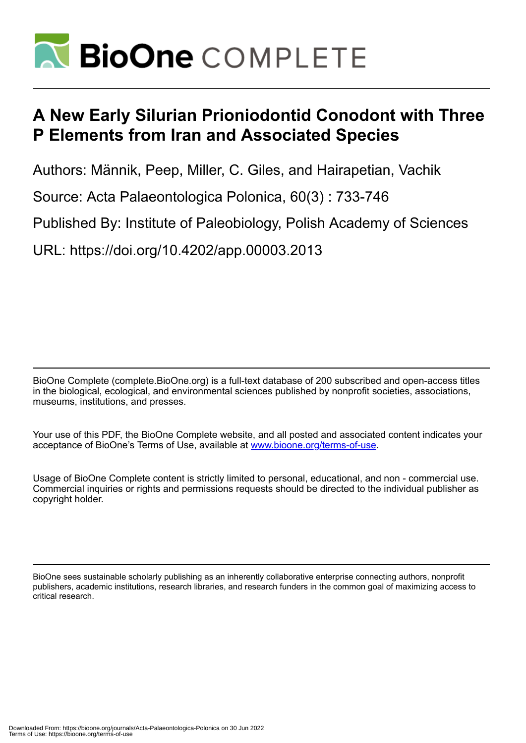# A New Early Silurian Prioniodontid Conodont with Three P Elements from Iran and Associated Species

Authors: Männik, Peep, Miller, C. Giles, and Hairapetian, Vachik

Source: Acta Palaeontologica Polonica, 60(3) : 733-746

Published By: Institute of Paleobiology, Polish Academy of Sciences

URL: https://doi.org/10.4202/app.00003.2013

BioOne Complete (complete.BioOne.org) is a full-text database of 200 subscribed and open-access titles in the biological, ecological, and environmental sciences published by nonprofit societies, associations, museums, institutions, and presses.

Your use of this PDF, the BioOne Complete website, and all posted and associated content indicates your acceptance of BioOne's Terms of Use, available at www.bioone.org/terms-of-use.

Usage of BioOne Complete content is strictly limited to personal, educational, and non - commercial use. Commercial inquiries or rights and permissions requests should be directed to the individual publisher as copyright holder.

BioOne sees sustainable scholarly publishing as an inherently collaborative enterprise connecting authors, nonprofit publishers, academic institutions, research libraries, and research funders in the common goal of maximizing access to critical research.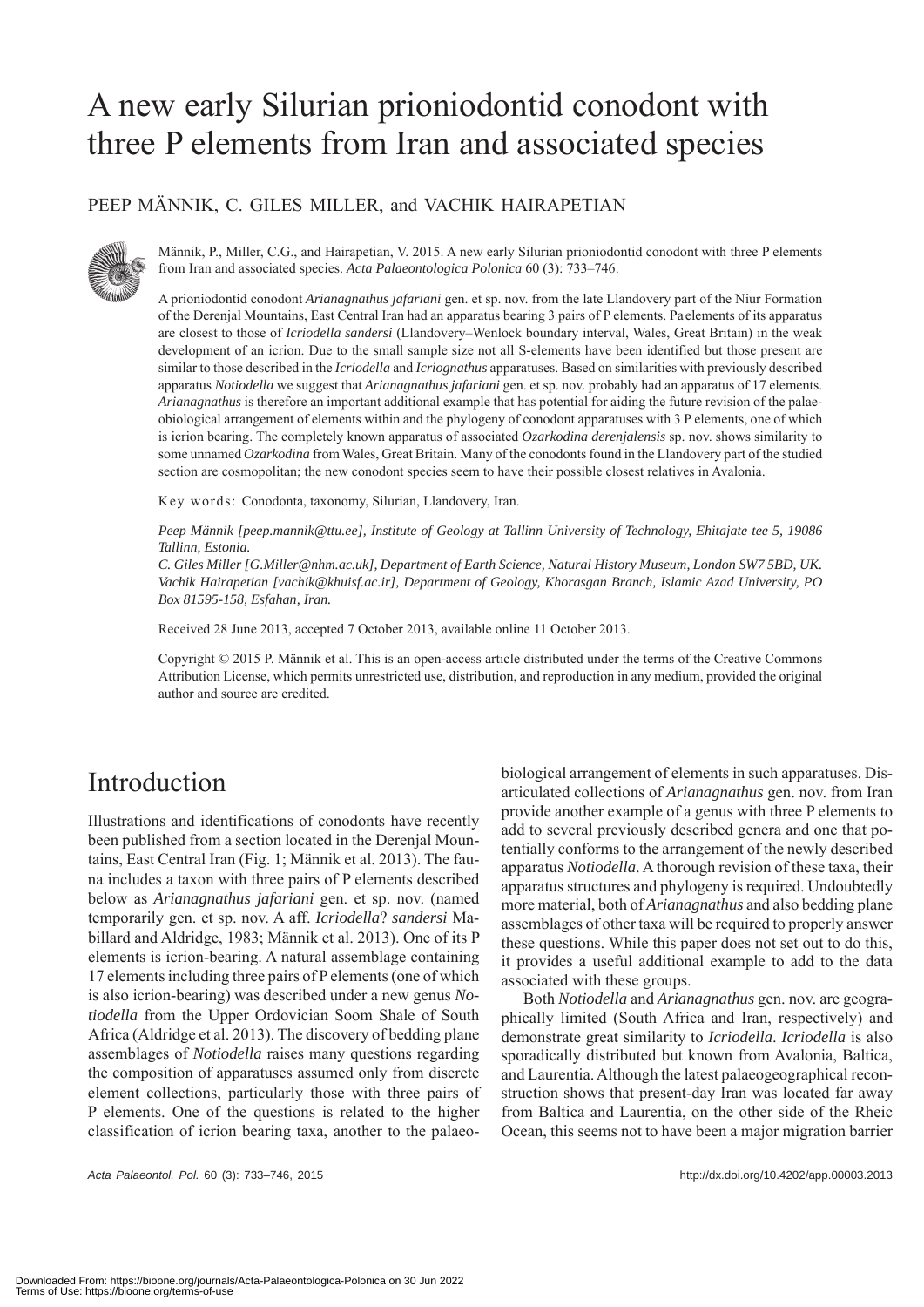# A new early Silurian prioniodontid conodont with three P elements from Iran and associated species

PEEP MÄNNIK, C. GILES MILLER, and VACHIK HAIRAPETIAN

Männik, P., Miller, C.G., and Hairapetian, V. 2015. A new early Silurian prioniodontid conodont with three P elements from Iran and associated species. *Acta Palaeontologica Polonica* 60 (3): 733–746.

A prioniodontid conodont *Arianagnathus jafariani* gen. et sp. nov. from the late Llandovery part of the Niur Formation of the Derenjal Mountains, East Central Iran had an apparatus bearing 3 pairs of P elements. Pa elements of its apparatus are closest to those of *Icriodella sandersi* (Llandovery–Wenlock boundary interval, Wales, Great Britain) in the weak development of an icrion. Due to the small sample size not all S-elements have been identified but those present are similar to those described in the *Icriodella* and *Icriognathus* apparatuses. Based on similarities with previously described apparatus *Notiodella* we suggest that *Arianagnathus jafariani* gen. et sp. nov. probably had an apparatus of 17 elements. *Arianagnathus* is therefore an important additional example that has potential for aiding the future revision of the palaeobiological arrangement of elements within and the phylogeny of conodont apparatuses with 3 P elements, one of which is icrion bearing. The completely known apparatus of associated *Ozarkodina derenjalensis* sp. nov. shows similarity to some unnamed *Ozarkodina* from Wales, Great Britain. Many of the conodonts found in the Llandovery part of the studied section are cosmopolitan; the new conodont species seem to have their possible closest relatives in Avalonia.

Key words: Conodonta, taxonomy, Silurian, Llandovery, Iran.

*Peep Männik [peep.mannik@ttu.ee], Institute of Geology at Tallinn University of Technology, Ehitajate tee 5, 19086 Tallinn, Estonia.*
*C. Giles Miller [G.Miller@nhm.ac.uk], Department of Earth Science, Natural History Museum, London SW7 5BD, UK.*
*Vachik Hairapetian [vachik@khuisf.ac.ir], Department of Geology, Khorasgan Branch, Islamic Azad University, PO Box 81595-158, Esfahan, Iran.*

Received 28 June 2013, accepted 7 October 2013, available online 11 October 2013.

Copyright © 2015 P. Männik et al. This is an open-access article distributed under the terms of the Creative Commons Attribution License, which permits unrestricted use, distribution, and reproduction in any medium, provided the original author and source are credited.

## Introduction

Illustrations and identifications of conodonts have recently been published from a section located in the Derenjal Mountains, East Central Iran (Fig. 1; Männik et al. 2013). The fauna includes a taxon with three pairs of P elements described below as *Arianagnathus jafariani* gen. et sp. nov. (named temporarily gen. et sp. nov. A aff. *Icriodella*? *sandersi* Mabillard and Aldridge, 1983; Männik et al. 2013). One of its P elements is icrion-bearing. A natural assemblage containing 17 elements including three pairs of P elements (one of which is also icrion-bearing) was described under a new genus *Notiodella* from the Upper Ordovician Soom Shale of South Africa (Aldridge et al. 2013). The discovery of bedding plane assemblages of *Notiodella* raises many questions regarding the composition of apparatuses assumed only from discrete element collections, particularly those with three pairs of P elements. One of the questions is related to the higher classification of icrion bearing taxa, another to the palaeobiological arrangement of elements in such apparatuses. Disarticulated collections of *Arianagnathus* gen. nov. from Iran provide another example of a genus with three P elements to add to several previously described genera and one that potentially conforms to the arrangement of the newly described apparatus *Notiodella*. A thorough revision of these taxa, their apparatus structures and phylogeny is required. Undoubtedly more material, both of *Arianagnathus* and also bedding plane assemblages of other taxa will be required to properly answer these questions. While this paper does not set out to do this, it provides a useful additional example to add to the data associated with these groups.

Both *Notiodella* and *Arianagnathus* gen. nov. are geographically limited (South Africa and Iran, respectively) and demonstrate great similarity to *Icriodella*. *Icriodella* is also sporadically distributed but known from Avalonia, Baltica, and Laurentia. Although the latest palaeogeographical reconstruction shows that present-day Iran was located far away from Baltica and Laurentia, on the other side of the Rheic Ocean, this seems not to have been a major migration barrier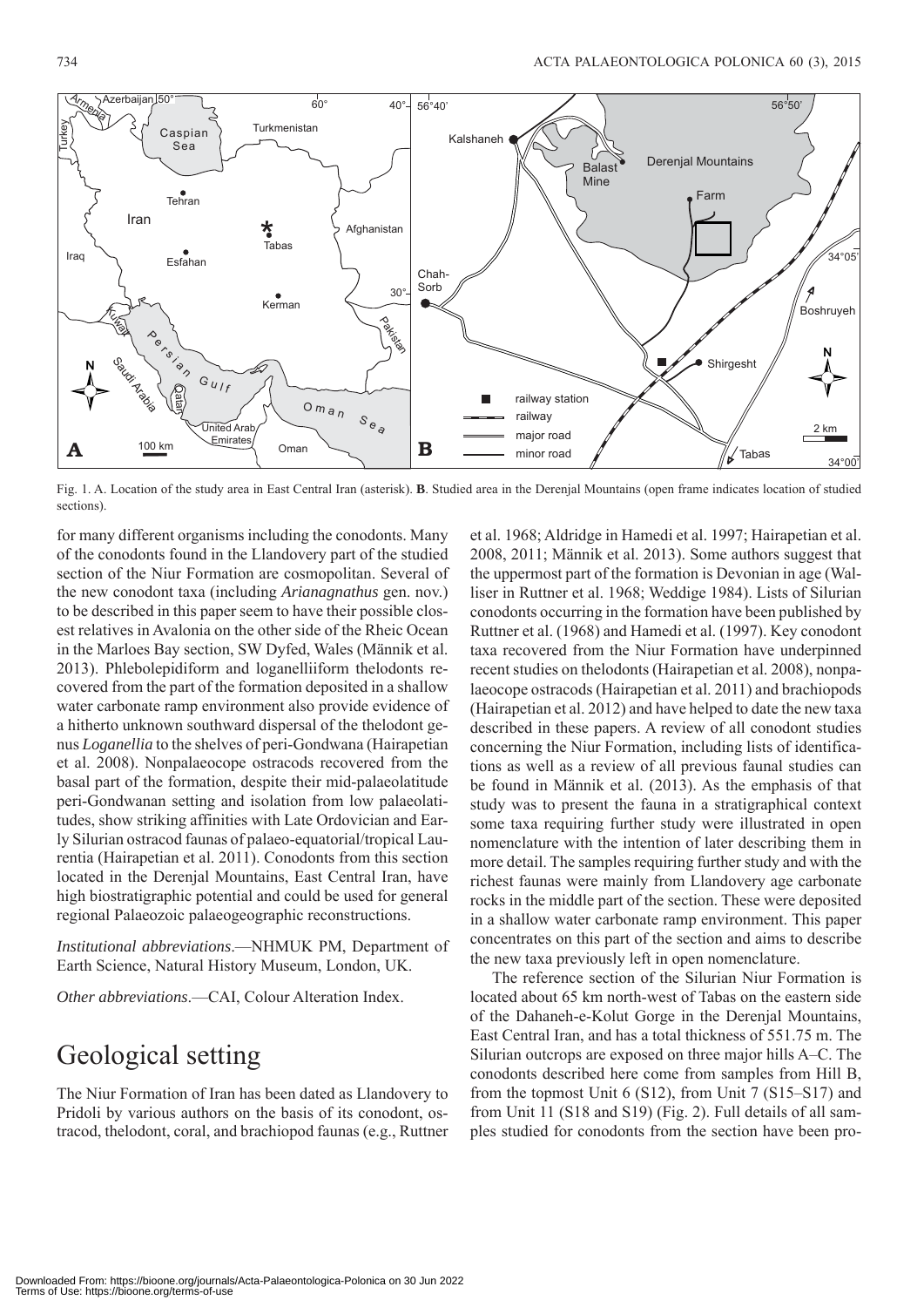Fig. 1. A. Location of the study area in East Central Iran (asterisk). **B**. Studied area in the Derenjal Mountains (open frame indicates location of studied sections).

for many different organisms including the conodonts. Many of the conodonts found in the Llandovery part of the studied section of the Niur Formation are cosmopolitan. Several of the new conodont taxa (including *Arianagnathus* gen. nov.) to be described in this paper seem to have their possible closest relatives in Avalonia on the other side of the Rheic Ocean in the Marloes Bay section, SW Dyfed, Wales (Männik et al. 2013). Phlebolepidiform and loganelliiform thelodonts recovered from the part of the formation deposited in a shallow water carbonate ramp environment also provide evidence of a hitherto unknown southward dispersal of the thelodont genus *Loganellia* to the shelves of peri-Gondwana (Hairapetian et al. 2008). Nonpalaeocope ostracods recovered from the basal part of the formation, despite their mid-palaeolatitude peri-Gondwanan setting and isolation from low palaeolatitudes, show striking affinities with Late Ordovician and Early Silurian ostracod faunas of palaeo-equatorial/tropical Laurentia (Hairapetian et al. 2011). Conodonts from this section located in the Derenjal Mountains, East Central Iran, have high biostratigraphic potential and could be used for general regional Palaeozoic palaeogeographic reconstructions.

*Institutional abbreviations*.—NHMUK PM, Department of Earth Science, Natural History Museum, London, UK.

*Other abbreviations*.—CAI, Colour Alteration Index.

# Geological setting

The Niur Formation of Iran has been dated as Llandovery to Pridoli by various authors on the basis of its conodont, ostracod, thelodont, coral, and brachiopod faunas (e.g., Ruttner et al. 1968; Aldridge in Hamedi et al. 1997; Hairapetian et al. 2008, 2011; Männik et al. 2013). Some authors suggest that the uppermost part of the formation is Devonian in age (Walliser in Ruttner et al. 1968; Weddige 1984). Lists of Silurian conodonts occurring in the formation have been published by Ruttner et al. (1968) and Hamedi et al. (1997). Key conodont taxa recovered from the Niur Formation have underpinned recent studies on thelodonts (Hairapetian et al. 2008), nonpalaeocope ostracods (Hairapetian et al. 2011) and brachiopods (Hairapetian et al. 2012) and have helped to date the new taxa described in these papers. A review of all conodont studies concerning the Niur Formation, including lists of identifications as well as a review of all previous faunal studies can be found in Männik et al. (2013). As the emphasis of that study was to present the fauna in a stratigraphical context some taxa requiring further study were illustrated in open nomenclature with the intention of later describing them in more detail. The samples requiring further study and with the richest faunas were mainly from Llandovery age carbonate rocks in the middle part of the section. These were deposited in a shallow water carbonate ramp environment. This paper concentrates on this part of the section and aims to describe the new taxa previously left in open nomenclature.

The reference section of the Silurian Niur Formation is located about 65 km north-west of Tabas on the eastern side of the Dahaneh-e-Kolut Gorge in the Derenjal Mountains, East Central Iran, and has a total thickness of 551.75 m. The Silurian outcrops are exposed on three major hills A–C. The conodonts described here come from samples from Hill B, from the topmost Unit 6 (S12), from Unit 7 (S15–S17) and from Unit 11 (S18 and S19) (Fig. 2). Full details of all samples studied for conodonts from the section have been pro-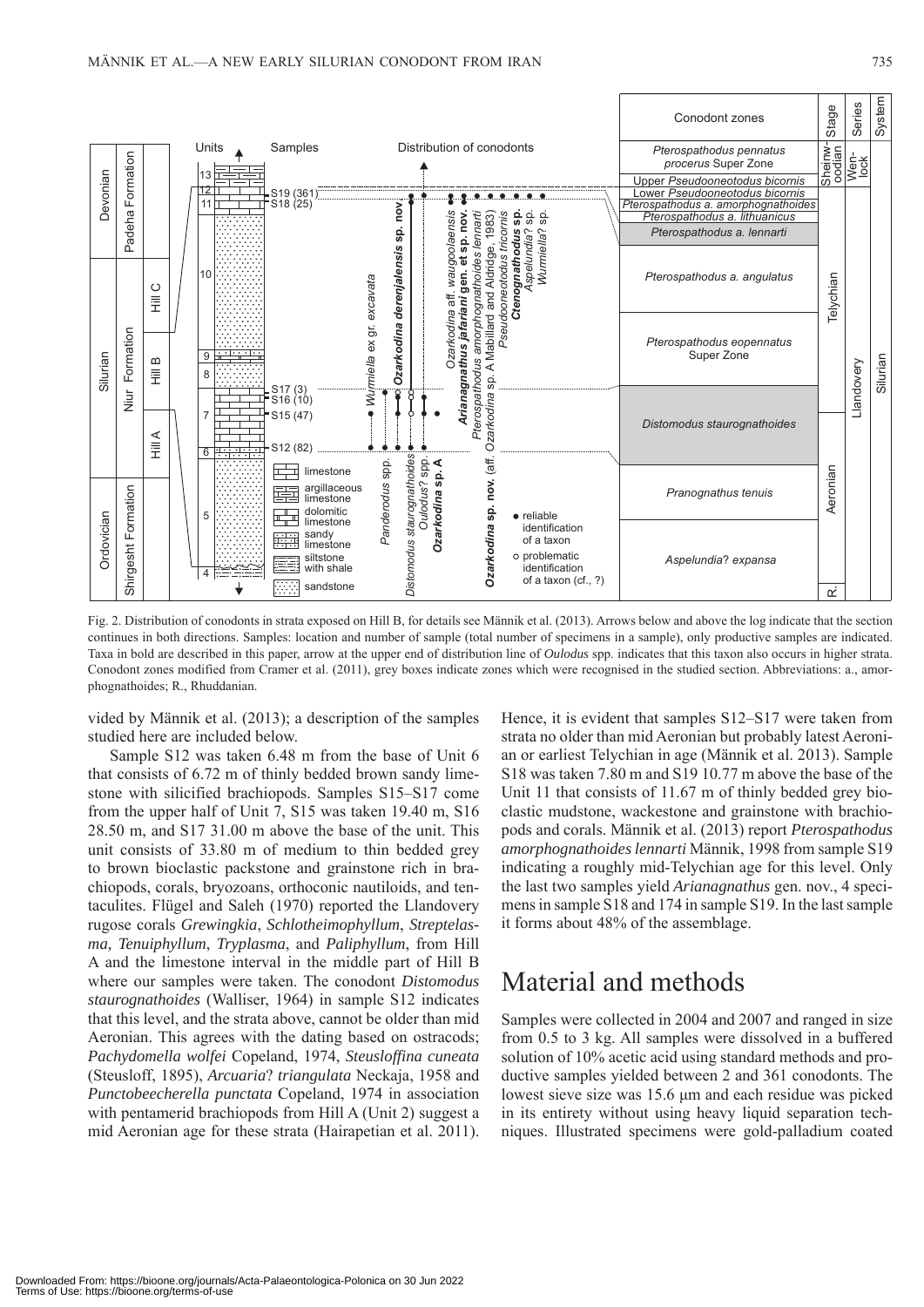Fig. 2. Distribution of conodonts in strata exposed on Hill B, for details see Männik et al. (2013). Arrows below and above the log indicate that the section continues in both directions. Samples: location and number of sample (total number of specimens in a sample), only productive samples are indicated. Taxa in bold are described in this paper, arrow at the upper end of distribution line of *Oulodus* spp. indicates that this taxon also occurs in higher strata. Conodont zones modified from Cramer et al. (2011), grey boxes indicate zones which were recognised in the studied section. Abbreviations: a., amorphognathoides; R., Rhuddanian.

vided by Männik et al. (2013); a description of the samples studied here are included below.

Sample S12 was taken 6.48 m from the base of Unit 6 that consists of 6.72 m of thinly bedded brown sandy limestone with silicified brachiopods. Samples S15–S17 come from the upper half of Unit 7, S15 was taken 19.40 m, S16 28.50 m, and S17 31.00 m above the base of the unit. This unit consists of 33.80 m of medium to thin bedded grey to brown bioclastic packstone and grainstone rich in brachiopods, corals, bryozoans, orthoconic nautiloids, and tentaculites. Flügel and Saleh (1970) reported the Llandovery rugose corals *Grewingkia*, *Schlotheimophyllum*, *Streptelasma*, *Tenuiphyllum*, *Tryplasma*, and *Paliphyllum*, from Hill A and the limestone interval in the middle part of Hill B where our samples were taken. The conodont *Distomodus staurognathoides* (Walliser, 1964) in sample S12 indicates that this level, and the strata above, cannot be older than mid Aeronian. This agrees with the dating based on ostracods; *Pachydomella wolfei* Copeland, 1974, *Steusloffina cuneata* (Steusloff, 1895), *Arcuaria*? *triangulata* Neckaja, 1958 and *Punctobeecherella punctata* Copeland, 1974 in association with pentamerid brachiopods from Hill A (Unit 2) suggest a mid Aeronian age for these strata (Hairapetian et al. 2011). Hence, it is evident that samples S12–S17 were taken from strata no older than mid Aeronian but probably latest Aeronian or earliest Telychian in age (Männik et al. 2013). Sample S18 was taken 7.80 m and S19 10.77 m above the base of the Unit 11 that consists of 11.67 m of thinly bedded grey bioclastic mudstone, wackestone and grainstone with brachiopods and corals. Männik et al. (2013) report *Pterospathodus amorphognathoides lennarti* Männik, 1998 from sample S19 indicating a roughly mid-Telychian age for this level. Only the last two samples yield *Arianagnathus* gen. nov., 4 specimens in sample S18 and 174 in sample S19. In the last sample it forms about 48% of the assemblage.

# Material and methods

Samples were collected in 2004 and 2007 and ranged in size from 0.5 to 3 kg. All samples were dissolved in a buffered solution of 10% acetic acid using standard methods and productive samples yielded between 2 and 361 conodonts. The lowest sieve size was 15.6 μm and each residue was picked in its entirety without using heavy liquid separation techniques. Illustrated specimens were gold-palladium coated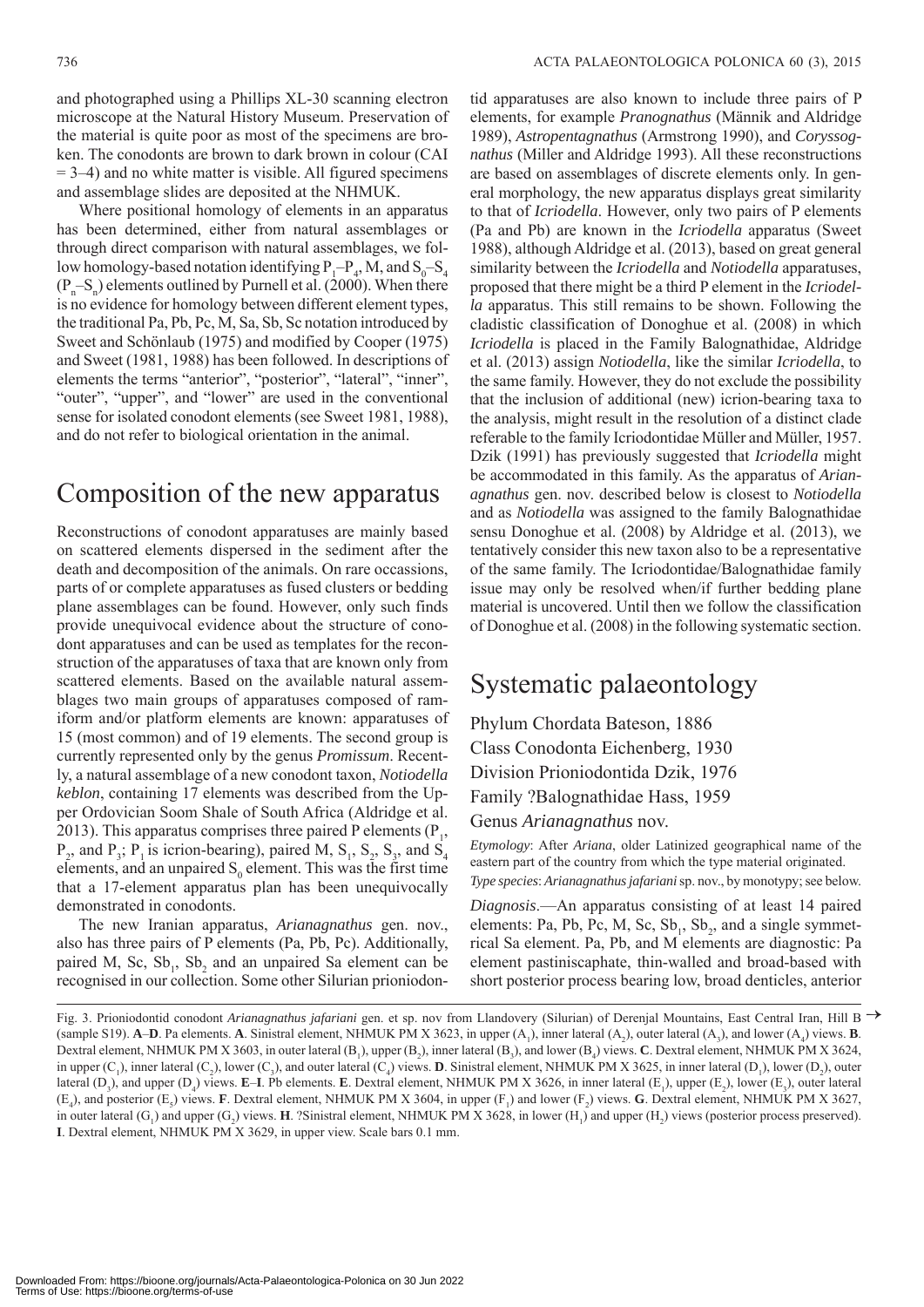and photographed using a Phillips XL-30 scanning electron microscope at the Natural History Museum. Preservation of the material is quite poor as most of the specimens are broken. The conodonts are brown to dark brown in colour (CAI = 3–4) and no white matter is visible. All figured specimens and assemblage slides are deposited at the NHMUK.

Where positional homology of elements in an apparatus has been determined, either from natural assemblages or through direct comparison with natural assemblages, we follow homology-based notation identifying $P_1$–$P_4$, M, and $S_0$–$S_4$ ($P_n$–$S_n$) elements outlined by Purnell et al. (2000). When there is no evidence for homology between different element types, the traditional Pa, Pb, Pc, M, Sa, Sb, Sc notation introduced by Sweet and Schönlaub (1975) and modified by Cooper (1975) and Sweet (1981, 1988) has been followed. In descriptions of elements the terms "anterior", "posterior", "lateral", "inner", "outer", "upper", and "lower" are used in the conventional sense for isolated conodont elements (see Sweet 1981, 1988), and do not refer to biological orientation in the animal.

# Composition of the new apparatus

Reconstructions of conodont apparatuses are mainly based on scattered elements dispersed in the sediment after the death and decomposition of the animals. On rare occassions, parts of or complete apparatuses as fused clusters or bedding plane assemblages can be found. However, only such finds provide unequivocal evidence about the structure of conodont apparatuses and can be used as templates for the reconstruction of the apparatuses of taxa that are known only from scattered elements. Based on the available natural assemblages two main groups of apparatuses composed of ramiform and/or platform elements are known: apparatuses of 15 (most common) and of 19 elements. The second group is currently represented only by the genus *Promissum*. Recently, a natural assemblage of a new conodont taxon, *Notiodella keblon*, containing 17 elements was described from the Upper Ordovician Soom Shale of South Africa (Aldridge et al. 2013). This apparatus comprises three paired P elements ($P_1$, $P_2$, and $P_3$; $P_1$ is icrion-bearing), paired M, $S_1$, $S_2$, $S_3$, and $S_4$ elements, and an unpaired $S_0$ element. This was the first time that a 17-element apparatus plan has been unequivocally demonstrated in conodonts.

The new Iranian apparatus, *Arianagnathus* gen. nov., also has three pairs of P elements (Pa, Pb, Pc). Additionally, paired M, Sc, $Sb_1$, $Sb_2$ and an unpaired Sa element can be recognised in our collection. Some other Silurian prioniodontid apparatuses are also known to include three pairs of P elements, for example *Pranognathus* (Männik and Aldridge 1989), *Astropentagnathus* (Armstrong 1990), and *Coryssognathus* (Miller and Aldridge 1993). All these reconstructions are based on assemblages of discrete elements only. In general morphology, the new apparatus displays great similarity to that of *Icriodella*. However, only two pairs of P elements (Pa and Pb) are known in the *Icriodella* apparatus (Sweet 1988), although Aldridge et al. (2013), based on great general similarity between the *Icriodella* and *Notiodella* apparatuses, proposed that there might be a third P element in the *Icriodella* apparatus. This still remains to be shown. Following the cladistic classification of Donoghue et al. (2008) in which *Icriodella* is placed in the Family Balognathidae, Aldridge et al. (2013) assign *Notiodella*, like the similar *Icriodella*, to the same family. However, they do not exclude the possibility that the inclusion of additional (new) icrion-bearing taxa to the analysis, might result in the resolution of a distinct clade referable to the family Icriodontidae Müller and Müller, 1957. Dzik (1991) has previously suggested that *Icriodella* might be accommodated in this family. As the apparatus of *Arianagnathus* gen. nov. described below is closest to *Notiodella* and as *Notiodella* was assigned to the family Balognathidae sensu Donoghue et al. (2008) by Aldridge et al. (2013), we tentatively consider this new taxon also to be a representative of the same family. The Icriodontidae/Balognathidae family issue may only be resolved when/if further bedding plane material is uncovered. Until then we follow the classification of Donoghue et al. (2008) in the following systematic section.

# Systematic palaeontology

Phylum Chordata Bateson, 1886

Class Conodonta Eichenberg, 1930

Division Prioniodontida Dzik, 1976

Family ?Balognathidae Hass, 1959

Genus *Arianagnathus* nov.

*Etymology*: After *Ariana*, older Latinized geographical name of the eastern part of the country from which the type material originated.

*Type species*: *Arianagnathus jafariani* sp. nov., by monotypy; see below.

*Diagnosis*.—An apparatus consisting of at least 14 paired elements: Pa, Pb, Pc, M, Sc, $Sb_1$, $Sb_2$, and a single symmetrical Sa element. Pa, Pb, and M elements are diagnostic: Pa element pastiniscaphate, thin-walled and broad-based with short posterior process bearing low, broad denticles, anterior

Fig. 3. Prioniodontid conodont *Arianagnathus jafariani* gen. et sp. nov from Llandovery (Silurian) of Derenjal Mountains, East Central Iran, Hill B (sample S19). **A**–**D**. Pa elements. **A**. Sinistral element, NHMUK PM X 3623, in upper ($A_1$), inner lateral ($A_2$), outer lateral ($A_3$), and lower ($A_4$) views. **B**. Dextral element, NHMUK PM X 3603, in outer lateral ($B_1$), upper ($B_2$), inner lateral ($B_3$), and lower ($B_4$) views. **C**. Dextral element, NHMUK PM X 3624, in upper ($C_1$), inner lateral ($C_2$), lower ($C_3$), and outer lateral ($C_4$) views. **D**. Sinistral element, NHMUK PM X 3625, in inner lateral ($D_1$), lower ($D_2$), outer lateral ($D_3$), and upper ($D_4$) views. **E**–**I**. Pb elements. **E**. Dextral element, NHMUK PM X 3626, in inner lateral ($E_1$), upper ($E_2$), lower ($E_3$), outer lateral ($E_4$), and posterior ($E_5$) views. **F**. Dextral element, NHMUK PM X 3604, in upper ($F_1$) and lower ($F_2$) views. **G**. Dextral element, NHMUK PM X 3627, in outer lateral ($G_1$) and upper ($G_2$) views. **H**. ?Sinistral element, NHMUK PM X 3628, in lower ($H_1$) and upper ($H_2$) views (posterior process preserved). **I**. Dextral element, NHMUK PM X 3629, in upper view. Scale bars 0.1 mm.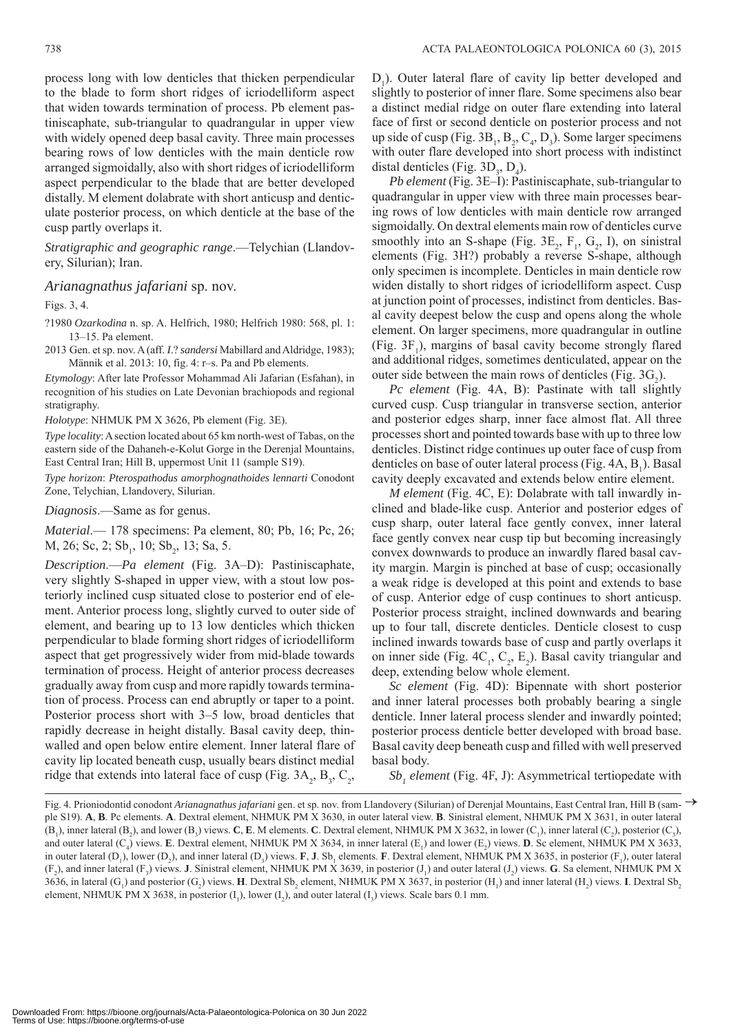process long with low denticles that thicken perpendicular to the blade to form short ridges of icriodelliform aspect that widen towards termination of process. Pb element pastiniscaphate, sub-triangular to quadrangular in upper view with widely opened deep basal cavity. Three main processes bearing rows of low denticles with the main denticle row arranged sigmoidally, also with short ridges of icriodelliform aspect perpendicular to the blade that are better developed distally. M element dolabrate with short anticusp and denticulate posterior process, on which denticle at the base of the cusp partly overlaps it.

*Stratigraphic and geographic range*.—Telychian (Llandovery, Silurian); Iran.

### *Arianagnathus jafariani* sp. nov.

Figs. 3, 4.

?1980 *Ozarkodina* n. sp. A. Helfrich, 1980; Helfrich 1980: 568, pl. 1: 13–15. Pa element.

2013 Gen. et sp. nov. A (aff. *I*.? *sandersi* Mabillard and Aldridge, 1983); Männik et al. 2013: 10, fig. 4: r–s. Pa and Pb elements.

*Etymology*: After late Professor Mohammad Ali Jafarian (Esfahan), in recognition of his studies on Late Devonian brachiopods and regional stratigraphy.

*Holotype*: NHMUK PM X 3626, Pb element (Fig. 3E).

*Type locality*: A section located about 65 km north-west of Tabas, on the eastern side of the Dahaneh-e-Kolut Gorge in the Derenjal Mountains, East Central Iran; Hill B, uppermost Unit 11 (sample S19).

*Type horizon*: *Pterospathodus amorphognathoides lennarti* Conodont Zone, Telychian, Llandovery, Silurian.

*Diagnosis*.—Same as for genus.

*Material*.— 178 specimens: Pa element, 80; Pb, 16; Pc, 26; M, 26; Sc, 2; $Sb_1$, 10; $Sb_2$, 13; Sa, 5.

*Description*.—*Pa element* (Fig. 3A–D): Pastiniscaphate, very slightly S-shaped in upper view, with a stout low posteriorly inclined cusp situated close to posterior end of element. Anterior process long, slightly curved to outer side of element, and bearing up to 13 low denticles which thicken perpendicular to blade forming short ridges of icriodelliform aspect that get progressively wider from mid-blade towards termination of process. Height of anterior process decreases gradually away from cusp and more rapidly towards termination of process. Process can end abruptly or taper to a point. Posterior process short with 3–5 low, broad denticles that rapidly decrease in height distally. Basal cavity deep, thin-walled and open below entire element. Inner lateral flare of cavity lip located beneath cusp, usually bears distinct medial ridge that extends into lateral face of cusp (Fig. $3A_2$, $B_3$, $C_2$, $D_1$). Outer lateral flare of cavity lip better developed and slightly to posterior of inner flare. Some specimens also bear a distinct medial ridge on outer flare extending into lateral face of first or second denticle on posterior process and not up side of cusp (Fig. $3B_1$, $B_2$, $C_4$, $D_3$). Some larger specimens with outer flare developed into short process with indistinct distal denticles (Fig. $3D_3$, $D_4$).

*Pb element* (Fig. 3E–I): Pastiniscaphate, sub-triangular to quadrangular in upper view with three main processes bearing rows of low denticles with main denticle row arranged sigmoidally. On dextral elements main row of denticles curve smoothly into an S-shape (Fig. $3E_2$, $F_1$, $G_2$, I), on sinistral elements (Fig. 3H?) probably a reverse S-shape, although only specimen is incomplete. Denticles in main denticle row widen distally to short ridges of icriodelliform aspect. Cusp at junction point of processes, indistinct from denticles. Basal cavity deepest below the cusp and opens along the whole element. On larger specimens, more quadrangular in outline (Fig. $3F_1$), margins of basal cavity become strongly flared and additional ridges, sometimes denticulated, appear on the outer side between the main rows of denticles (Fig. $3G_2$).

*Pc element* (Fig. 4A, B): Pastinate with tall slightly curved cusp. Cusp triangular in transverse section, anterior and posterior edges sharp, inner face almost flat. All three processes short and pointed towards base with up to three low denticles. Distinct ridge continues up outer face of cusp from denticles on base of outer lateral process (Fig. 4A, $B_1$). Basal cavity deeply excavated and extends below entire element.

*M element* (Fig. 4C, E): Dolabrate with tall inwardly inclined and blade-like cusp. Anterior and posterior edges of cusp sharp, outer lateral face gently convex, inner lateral face gently convex near cusp tip but becoming increasingly convex downwards to produce an inwardly flared basal cavity margin. Margin is pinched at base of cusp; occasionally a weak ridge is developed at this point and extends to base of cusp. Anterior edge of cusp continues to short anticusp. Posterior process straight, inclined downwards and bearing up to four tall, discrete denticles. Denticle closest to cusp inclined inwards towards base of cusp and partly overlaps it on inner side (Fig. $4C_1$, $C_2$, $E_2$). Basal cavity triangular and deep, extending below whole element.

*Sc element* (Fig. 4D): Bipennate with short posterior and inner lateral processes both probably bearing a single denticle. Inner lateral process slender and inwardly pointed; posterior process denticle better developed with broad base. Basal cavity deep beneath cusp and filled with well preserved basal body.

*$Sb_1$ element* (Fig. 4F, J): Asymmetrical tertiopedate with

Fig. 4. Prioniodontid conodont *Arianagnathus jafariani* gen. et sp. nov. from Llandovery (Silurian) of Derenjal Mountains, East Central Iran, Hill B (sample S19). **A**, **B**. Pc elements. **A**. Dextral element, NHMUK PM X 3630, in outer lateral view. **B**. Sinistral element, NHMUK PM X 3631, in outer lateral ($B_1$), inner lateral ($B_2$), and lower ($B_3$) views. **C**, **E**. M elements. **C**. Dextral element, NHMUK PM X 3632, in lower ($C_1$), inner lateral ($C_2$), posterior ($C_3$), and outer lateral ($C_4$) views. **E**. Dextral element, NHMUK PM X 3634, in inner lateral ($E_1$) and lower ($E_2$) views. **D**. Sc element, NHMUK PM X 3633, in outer lateral ($D_1$), lower ($D_2$), and inner lateral ($D_3$) views. **F**, **J**. $Sb_1$ elements. **F**. Dextral element, NHMUK PM X 3635, in posterior ($F_1$), outer lateral ($F_2$), and inner lateral ($F_3$) views. **J**. Sinistral element, NHMUK PM X 3639, in posterior ($J_1$) and outer lateral ($J_2$) views. **G**. Sa element, NHMUK PM X 3636, in lateral ($G_1$) and posterior ($G_2$) views. **H**. Dextral $Sb_2$ element, NHMUK PM X 3637, in posterior ($H_1$) and inner lateral ($H_2$) views. **I**. Dextral $Sb_2$ element, NHMUK PM X 3638, in posterior ($I_1$), lower ($I_2$), and outer lateral ($I_3$) views. Scale bars 0.1 mm.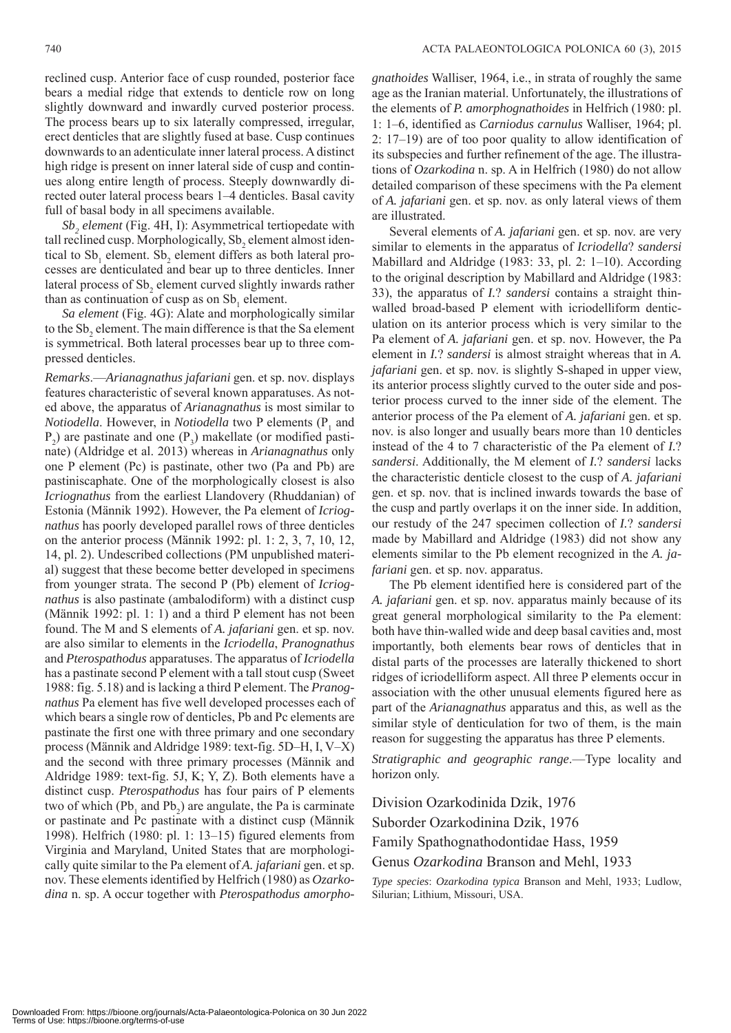reclined cusp. Anterior face of cusp rounded, posterior face bears a medial ridge that extends to denticle row on long slightly downward and inwardly curved posterior process. The process bears up to six laterally compressed, irregular, erect denticles that are slightly fused at base. Cusp continues downwards to an adenticulate inner lateral process. A distinct high ridge is present on inner lateral side of cusp and continues along entire length of process. Steeply downwardly directed outer lateral process bears 1–4 denticles. Basal cavity full of basal body in all specimens available.

*$Sb_2$ element* (Fig. 4H, I): Asymmetrical tertiopedate with tall reclined cusp. Morphologically, $Sb_2$ element almost identical to $Sb_1$ element. $Sb_2$ element differs as both lateral processes are denticulated and bear up to three denticles. Inner lateral process of $Sb_2$ element curved slightly inwards rather than as continuation of cusp as on $Sb_1$ element.

*Sa element* (Fig. 4G): Alate and morphologically similar to the $Sb_2$ element. The main difference is that the Sa element is symmetrical. Both lateral processes bear up to three compressed denticles.

*Remarks*.—*Arianagnathus jafariani* gen. et sp. nov. displays features characteristic of several known apparatuses. As noted above, the apparatus of *Arianagnathus* is most similar to *Notiodella*. However, in *Notiodella* two P elements ($P_1$ and $P_2$) are pastinate and one ($P_3$) makellate (or modified pastinate) (Aldridge et al. 2013) whereas in *Arianagnathus* only one P element (Pc) is pastinate, other two (Pa and Pb) are pastiniscaphate. One of the morphologically closest is also *Icriognathus* from the earliest Llandovery (Rhuddanian) of Estonia (Männik 1992). However, the Pa element of *Icriognathus* has poorly developed parallel rows of three denticles on the anterior process (Männik 1992: pl. 1: 2, 3, 7, 10, 12, 14, pl. 2). Undescribed collections (PM unpublished material) suggest that these become better developed in specimens from younger strata. The second P (Pb) element of *Icriognathus* is also pastinate (ambalodiform) with a distinct cusp (Männik 1992: pl. 1: 1) and a third P element has not been found. The M and S elements of *A. jafariani* gen. et sp. nov. are also similar to elements in the *Icriodella*, *Pranognathus* and *Pterospathodus* apparatuses. The apparatus of *Icriodella* has a pastinate second P element with a tall stout cusp (Sweet 1988: fig. 5.18) and is lacking a third P element. The *Pranognathus* Pa element has five well developed processes each of which bears a single row of denticles, Pb and Pc elements are pastinate the first one with three primary and one secondary process (Männik and Aldridge 1989: text-fig. 5D–H, I, V–X) and the second with three primary processes (Männik and Aldridge 1989: text-fig. 5J, K; Y, Z). Both elements have a distinct cusp. *Pterospathodus* has four pairs of P elements two of which ($Pb_1$ and $Pb_2$) are angulate, the Pa is carminate or pastinate and Pc pastinate with a distinct cusp (Männik 1998). Helfrich (1980: pl. 1: 13–15) figured elements from Virginia and Maryland, United States that are morphologically quite similar to the Pa element of *A. jafariani* gen. et sp. nov. These elements identified by Helfrich (1980) as *Ozarkodina* n. sp. A occur together with *Pterospathodus amorphognathoides* Walliser, 1964, i.e., in strata of roughly the same age as the Iranian material. Unfortunately, the illustrations of the elements of *P. amorphognathoides* in Helfrich (1980: pl. 1: 1–6, identified as *Carniodus carnulus* Walliser, 1964; pl. 2: 17–19) are of too poor quality to allow identification of its subspecies and further refinement of the age. The illustrations of *Ozarkodina* n. sp. A in Helfrich (1980) do not allow detailed comparison of these specimens with the Pa element of *A. jafariani* gen. et sp. nov. as only lateral views of them are illustrated.

Several elements of *A. jafariani* gen. et sp. nov. are very similar to elements in the apparatus of *Icriodella*? *sandersi* Mabillard and Aldridge (1983: 33, pl. 2: 1–10). According to the original description by Mabillard and Aldridge (1983: 33), the apparatus of *I.*? *sandersi* contains a straight thin-walled broad-based P element with icriodelliform denticulation on its anterior process which is very similar to the Pa element of *A. jafariani* gen. et sp. nov. However, the Pa element in *I.*? *sandersi* is almost straight whereas that in *A. jafariani* gen. et sp. nov. is slightly S-shaped in upper view, its anterior process slightly curved to the outer side and posterior process curved to the inner side of the element. The anterior process of the Pa element of *A. jafariani* gen. et sp. nov. is also longer and usually bears more than 10 denticles instead of the 4 to 7 characteristic of the Pa element of *I.*? *sandersi*. Additionally, the M element of *I.*? *sandersi* lacks the characteristic denticle closest to the cusp of *A. jafariani* gen. et sp. nov. that is inclined inwards towards the base of the cusp and partly overlaps it on the inner side. In addition, our restudy of the 247 specimen collection of *I.*? *sandersi* made by Mabillard and Aldridge (1983) did not show any elements similar to the Pb element recognized in the *A. jafariani* gen. et sp. nov. apparatus.

The Pb element identified here is considered part of the *A. jafariani* gen. et sp. nov. apparatus mainly because of its great general morphological similarity to the Pa element: both have thin-walled wide and deep basal cavities and, most importantly, both elements bear rows of denticles that in distal parts of the processes are laterally thickened to short ridges of icriodelliform aspect. All three P elements occur in association with the other unusual elements figured here as part of the *Arianagnathus* apparatus and this, as well as the similar style of denticulation for two of them, is the main reason for suggesting the apparatus has three P elements.

*Stratigraphic and geographic range*.—Type locality and horizon only.

Division Ozarkodinida Dzik, 1976

Suborder Ozarkodinina Dzik, 1976

Family Spathognathodontidae Hass, 1959

Genus *Ozarkodina* Branson and Mehl, 1933

*Type species*: *Ozarkodina typica* Branson and Mehl, 1933; Ludlow, Silurian; Lithium, Missouri, USA.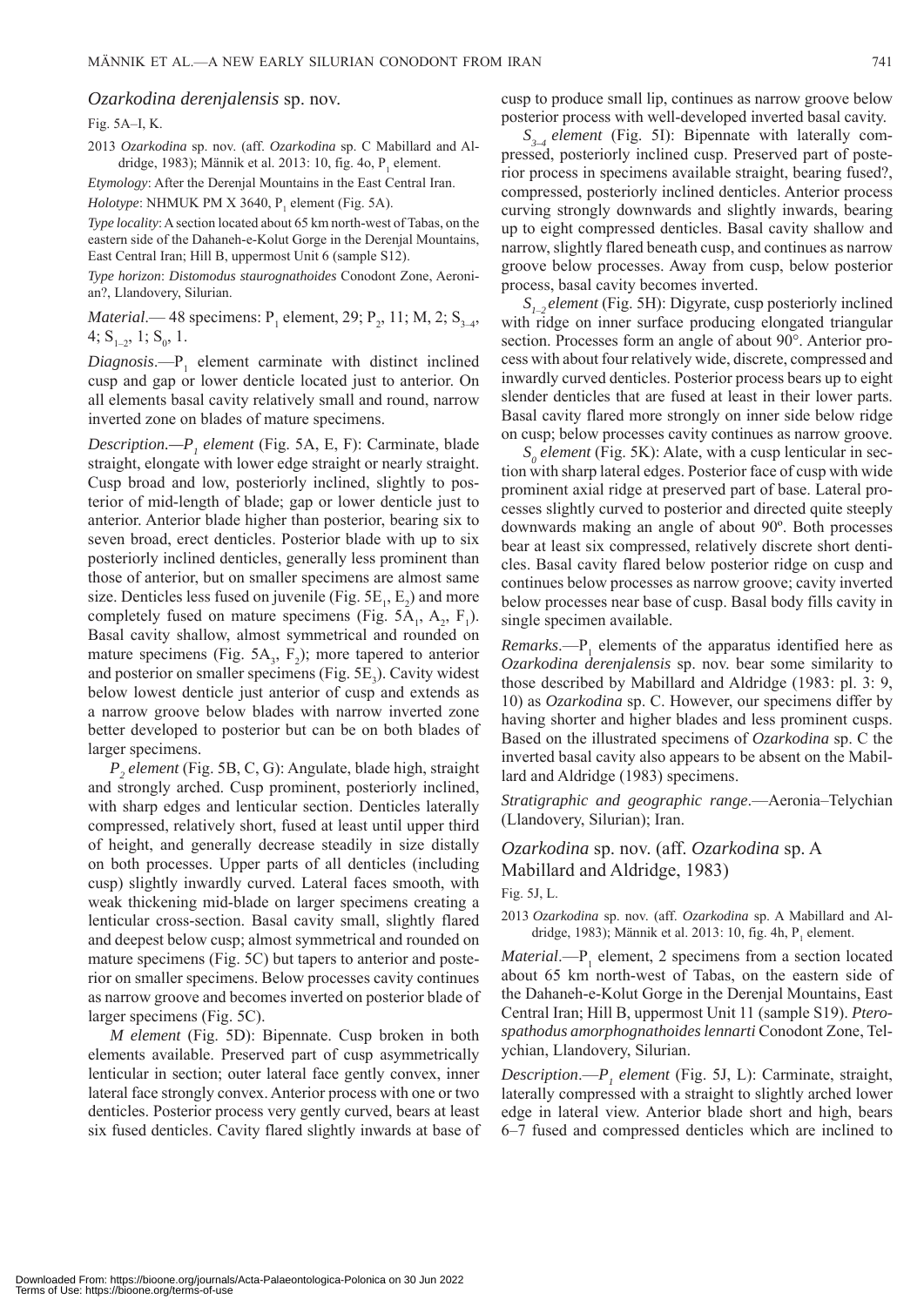### *Ozarkodina derenjalensis* sp. nov.

Fig. 5A–I, K.

2013 *Ozarkodina* sp. nov. (aff. *Ozarkodina* sp. C Mabillard and Aldridge, 1983); Männik et al. 2013: 10, fig. 4o, $P_1$ element.

*Etymology*: After the Derenjal Mountains in the East Central Iran.

*Holotype*: NHMUK PM X 3640, $P_1$ element (Fig. 5A).

*Type locality*: A section located about 65 km north-west of Tabas, on the eastern side of the Dahaneh-e-Kolut Gorge in the Derenjal Mountains, East Central Iran; Hill B, uppermost Unit 6 (sample S12).

*Type horizon*: *Distomodus staurognathoides* Conodont Zone, Aeronian?, Llandovery, Silurian.

*Material*.— 48 specimens: $P_1$ element, 29; $P_2$, 11; M, 2; $S_{3–4}$, 4; $S_{1–2}$, 1; $S_0$, 1.

*Diagnosis*.—$P_1$ element carminate with distinct inclined cusp and gap or lower denticle located just to anterior. On all elements basal cavity relatively small and round, narrow inverted zone on blades of mature specimens.

*Description.—$P_1$ element* (Fig. 5A, E, F): Carminate, blade straight, elongate with lower edge straight or nearly straight. Cusp broad and low, posteriorly inclined, slightly to posterior of mid-length of blade; gap or lower denticle just to anterior. Anterior blade higher than posterior, bearing six to seven broad, erect denticles. Posterior blade with up to six posteriorly inclined denticles, generally less prominent than those of anterior, but on smaller specimens are almost same size. Denticles less fused on juvenile (Fig. $5E_1$, $E_2$) and more completely fused on mature specimens (Fig. $5A_1$, $A_2$, $F_1$). Basal cavity shallow, almost symmetrical and rounded on mature specimens (Fig. $5A_3$, $F_2$); more tapered to anterior and posterior on smaller specimens (Fig. $5E_3$). Cavity widest below lowest denticle just anterior of cusp and extends as a narrow groove below blades with narrow inverted zone better developed to posterior but can be on both blades of larger specimens.

*$P_2$ element* (Fig. 5B, C, G): Angulate, blade high, straight and strongly arched. Cusp prominent, posteriorly inclined, with sharp edges and lenticular section. Denticles laterally compressed, relatively short, fused at least until upper third of height, and generally decrease steadily in size distally on both processes. Upper parts of all denticles (including cusp) slightly inwardly curved. Lateral faces smooth, with weak thickening mid-blade on larger specimens creating a lenticular cross-section. Basal cavity small, slightly flared and deepest below cusp; almost symmetrical and rounded on mature specimens (Fig. 5C) but tapers to anterior and posterior on smaller specimens. Below processes cavity continues as narrow groove and becomes inverted on posterior blade of larger specimens (Fig. 5C).

*M element* (Fig. 5D): Bipennate. Cusp broken in both elements available. Preserved part of cusp asymmetrically lenticular in section; outer lateral face gently convex, inner lateral face strongly convex. Anterior process with one or two denticles. Posterior process very gently curved, bears at least six fused denticles. Cavity flared slightly inwards at base of cusp to produce small lip, continues as narrow groove below posterior process with well-developed inverted basal cavity.

*$S_{3–4}$ element* (Fig. 5I): Bipennate with laterally compressed, posteriorly inclined cusp. Preserved part of posterior process in specimens available straight, bearing fused?, compressed, posteriorly inclined denticles. Anterior process curving strongly downwards and slightly inwards, bearing up to eight compressed denticles. Basal cavity shallow and narrow, slightly flared beneath cusp, and continues as narrow groove below processes. Away from cusp, below posterior process, basal cavity becomes inverted.

*$S_{1–2}$ element* (Fig. 5H): Digyrate, cusp posteriorly inclined with ridge on inner surface producing elongated triangular section. Processes form an angle of about 90°. Anterior process with about four relatively wide, discrete, compressed and inwardly curved denticles. Posterior process bears up to eight slender denticles that are fused at least in their lower parts. Basal cavity flared more strongly on inner side below ridge on cusp; below processes cavity continues as narrow groove.

*$S_0$ element* (Fig. 5K): Alate, with a cusp lenticular in section with sharp lateral edges. Posterior face of cusp with wide prominent axial ridge at preserved part of base. Lateral processes slightly curved to posterior and directed quite steeply downwards making an angle of about 90º. Both processes bear at least six compressed, relatively discrete short denticles. Basal cavity flared below posterior ridge on cusp and continues below processes as narrow groove; cavity inverted below processes near base of cusp. Basal body fills cavity in single specimen available.

*Remarks*.—$P_1$ elements of the apparatus identified here as *Ozarkodina derenjalensis* sp. nov. bear some similarity to those described by Mabillard and Aldridge (1983: pl. 3: 9, 10) as *Ozarkodina* sp. C. However, our specimens differ by having shorter and higher blades and less prominent cusps. Based on the illustrated specimens of *Ozarkodina* sp. C the inverted basal cavity also appears to be absent on the Mabillard and Aldridge (1983) specimens.

*Stratigraphic and geographic range*.—Aeronia–Telychian (Llandovery, Silurian); Iran.

### *Ozarkodina* sp. nov. (aff. *Ozarkodina* sp. A Mabillard and Aldridge, 1983)

Fig. 5J, L.

2013 *Ozarkodina* sp. nov. (aff. *Ozarkodina* sp. A Mabillard and Aldridge, 1983); Männik et al. 2013: 10, fig. 4h, $P_1$ element.

*Material*.—$P_1$ element, 2 specimens from a section located about 65 km north-west of Tabas, on the eastern side of the Dahaneh-e-Kolut Gorge in the Derenjal Mountains, East Central Iran; Hill B, uppermost Unit 11 (sample S19). *Pterospathodus amorphognathoides lennarti* Conodont Zone, Telychian, Llandovery, Silurian.

*Description*.—*$P_1$ element* (Fig. 5J, L): Carminate, straight, laterally compressed with a straight to slightly arched lower edge in lateral view. Anterior blade short and high, bears 6–7 fused and compressed denticles which are inclined to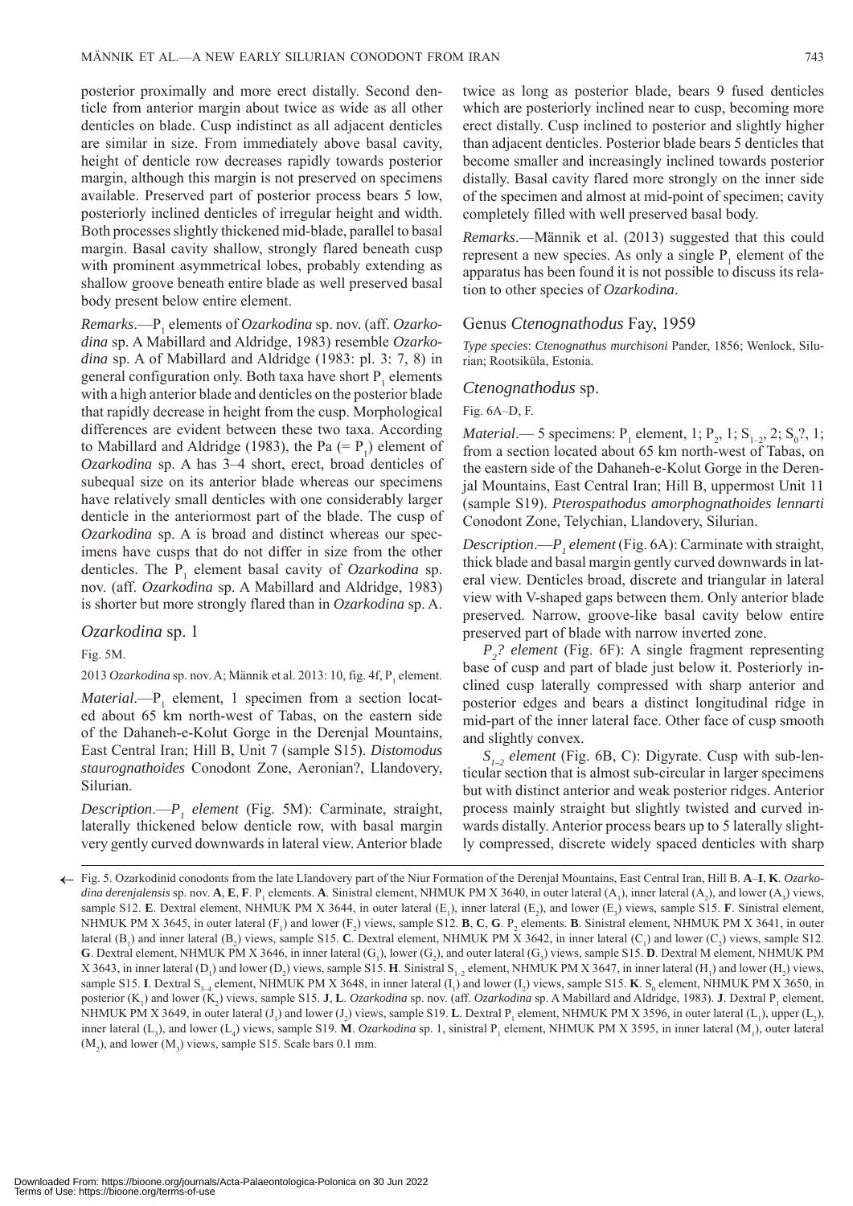posterior proximally and more erect distally. Second denticle from anterior margin about twice as wide as all other denticles on blade. Cusp indistinct as all adjacent denticles are similar in size. From immediately above basal cavity, height of denticle row decreases rapidly towards posterior margin, although this margin is not preserved on specimens available. Preserved part of posterior process bears 5 low, posteriorly inclined denticles of irregular height and width. Both processes slightly thickened mid-blade, parallel to basal margin. Basal cavity shallow, strongly flared beneath cusp with prominent asymmetrical lobes, probably extending as shallow groove beneath entire blade as well preserved basal body present below entire element.

*Remarks*.—$P_1$ elements of *Ozarkodina* sp. nov. (aff. *Ozarkodina* sp. A Mabillard and Aldridge, 1983) resemble *Ozarkodina* sp. A of Mabillard and Aldridge (1983: pl. 3: 7, 8) in general configuration only. Both taxa have short $P_1$ elements with a high anterior blade and denticles on the posterior blade that rapidly decrease in height from the cusp. Morphological differences are evident between these two taxa. According to Mabillard and Aldridge (1983), the Pa (= $P_1$) element of *Ozarkodina* sp. A has 3–4 short, erect, broad denticles of subequal size on its anterior blade whereas our specimens have relatively small denticles with one considerably larger denticle in the anteriormost part of the blade. The cusp of *Ozarkodina* sp. A is broad and distinct whereas our specimens have cusps that do not differ in size from the other denticles. The $P_1$ element basal cavity of *Ozarkodina* sp. nov. (aff. *Ozarkodina* sp. A Mabillard and Aldridge, 1983) is shorter but more strongly flared than in *Ozarkodina* sp. A.

### *Ozarkodina* sp. 1

Fig. 5M.

2013 *Ozarkodina* sp. nov. A; Männik et al. 2013: 10, fig. 4f, $P_1$ element.

*Material*.—$P_1$ element, 1 specimen from a section located about 65 km north-west of Tabas, on the eastern side of the Dahaneh-e-Kolut Gorge in the Derenjal Mountains, East Central Iran; Hill B, Unit 7 (sample S15). *Distomodus staurognathoides* Conodont Zone, Aeronian?, Llandovery, Silurian.

*Description*.—*$P_1$ element* (Fig. 5M): Carminate, straight, laterally thickened below denticle row, with basal margin very gently curved downwards in lateral view. Anterior blade twice as long as posterior blade, bears 9 fused denticles which are posteriorly inclined near to cusp, becoming more erect distally. Cusp inclined to posterior and slightly higher than adjacent denticles. Posterior blade bears 5 denticles that become smaller and increasingly inclined towards posterior distally. Basal cavity flared more strongly on the inner side of the specimen and almost at mid-point of specimen; cavity completely filled with well preserved basal body.

*Remarks*.—Männik et al. (2013) suggested that this could represent a new species. As only a single $P_1$ element of the apparatus has been found it is not possible to discuss its relation to other species of *Ozarkodina*.

## Genus *Ctenognathodus* Fay, 1959

*Type species*: *Ctenognathus murchisoni* Pander, 1856; Wenlock, Silurian; Rootsiküla, Estonia.

### *Ctenognathodus* sp.

Fig. 6A–D, F.

*Material*.— 5 specimens: $P_1$ element, 1; $P_2$, 1; $S_{1-2}$, 2; $S_0$?, 1; from a section located about 65 km north-west of Tabas, on the eastern side of the Dahaneh-e-Kolut Gorge in the Derenjal Mountains, East Central Iran; Hill B, uppermost Unit 11 (sample S19). *Pterospathodus amorphognathoides lennarti* Conodont Zone, Telychian, Llandovery, Silurian.

*Description*.—*$P_1$ element* (Fig. 6A): Carminate with straight, thick blade and basal margin gently curved downwards in lateral view. Denticles broad, discrete and triangular in lateral view with V-shaped gaps between them. Only anterior blade preserved. Narrow, groove-like basal cavity below entire preserved part of blade with narrow inverted zone.

*$P_2$? element* (Fig. 6F): A single fragment representing base of cusp and part of blade just below it. Posteriorly inclined cusp laterally compressed with sharp anterior and posterior edges and bears a distinct longitudinal ridge in mid-part of the inner lateral face. Other face of cusp smooth and slightly convex.

*$S_{1–2}$ element* (Fig. 6B, C): Digyrate. Cusp with sub-lenticular section that is almost sub-circular in larger specimens but with distinct anterior and weak posterior ridges. Anterior process mainly straight but slightly twisted and curved inwards distally. Anterior process bears up to 5 laterally slightly compressed, discrete widely spaced denticles with sharp

Fig. 5. Ozarkodinid conodonts from the late Llandovery part of the Niur Formation of the Derenjal Mountains, East Central Iran, Hill B. **A**–**I**, **K**. *Ozarkodina derenjalensis* sp. nov. **A**, **E**, **F**. $P_1$ elements. **A**. Sinistral element, NHMUK PM X 3640, in outer lateral ($A_1$), inner lateral ($A_2$), and lower ($A_3$) views, sample S12. **E**. Dextral element, NHMUK PM X 3644, in outer lateral ($E_1$), inner lateral ($E_2$), and lower ($E_3$) views, sample S15. **F**. Sinistral element, NHMUK PM X 3645, in outer lateral ($F_1$) and lower ($F_2$) views, sample S12. **B**, **C**, **G**. $P_2$ elements. **B**. Sinistral element, NHMUK PM X 3641, in outer lateral ($B_1$) and inner lateral ($B_2$) views, sample S15. **C**. Dextral element, NHMUK PM X 3642, in inner lateral ($C_1$) and lower ($C_2$) views, sample S12. **G**. Dextral element, NHMUK PM X 3646, in inner lateral ($G_1$), lower ($G_2$), and outer lateral ($G_3$) views, sample S15. **D**. Dextral M element, NHMUK PM X 3643, in inner lateral ($D_1$) and lower ($D_2$) views, sample S15. **H**. Sinistral $S_{1–2}$ element, NHMUK PM X 3647, in inner lateral ($H_1$) and lower ($H_2$) views, sample S15. **I**. Dextral $S_{3–4}$ element, NHMUK PM X 3648, in inner lateral ($I_1$) and lower ($I_2$) views, sample S15. **K**. $S_0$ element, NHMUK PM X 3650, in posterior ($K_1$) and lower ($K_2$) views, sample S15. **J**, **L**. *Ozarkodina* sp. nov. (aff. *Ozarkodina* sp. A Mabillard and Aldridge, 1983). **J**. Dextral $P_1$ element, NHMUK PM X 3649, in outer lateral ($J_1$) and lower ($J_2$) views, sample S19. **L**. Dextral $P_1$ element, NHMUK PM X 3596, in outer lateral ($L_1$), upper ($L_2$), inner lateral ($L_3$), and lower ($L_4$) views, sample S19. **M**. *Ozarkodina* sp. 1, sinistral $P_1$ element, NHMUK PM X 3595, in inner lateral ($M_1$), outer lateral ($M_2$), and lower ($M_3$) views, sample S15. Scale bars 0.1 mm.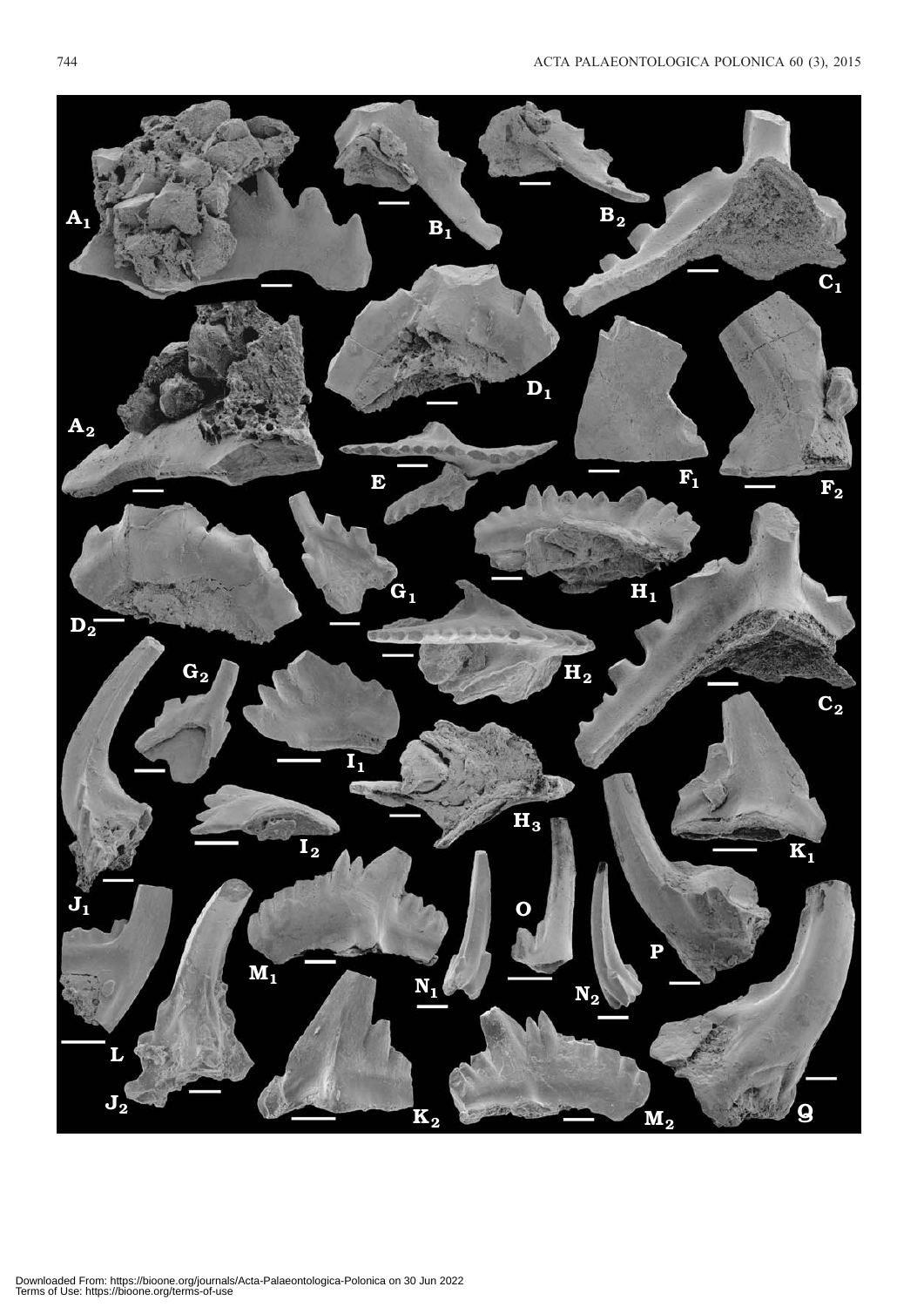Downloaded From: https://bioone.org/journals/Acta-Palaeontologica-Polonica on 30 Jun 2022
Terms of Use: https://bioone.org/terms-of-use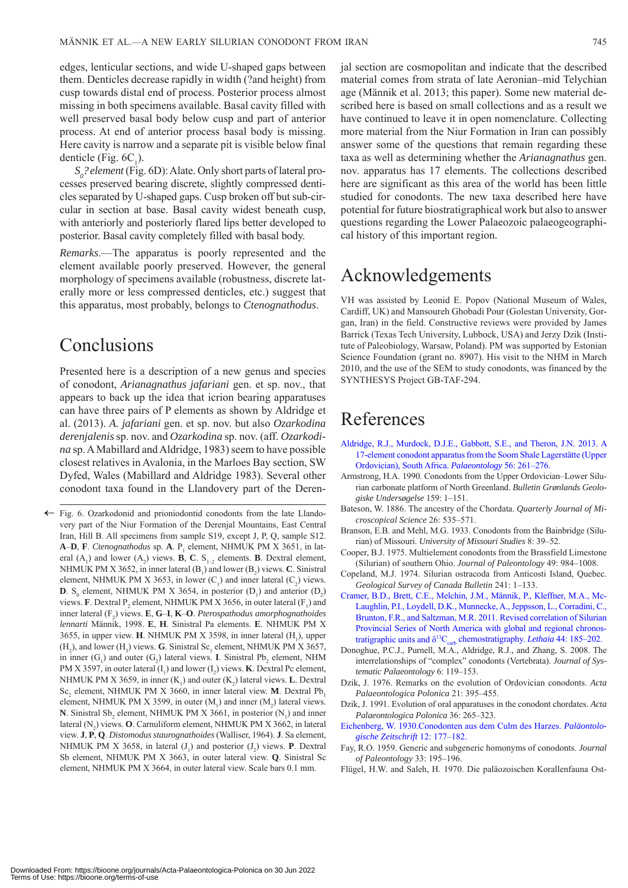edges, lenticular sections, and wide U-shaped gaps between them. Denticles decrease rapidly in width (?and height) from cusp towards distal end of process. Posterior process almost missing in both specimens available. Basal cavity filled with well preserved basal body below cusp and part of anterior process. At end of anterior process basal body is missing. Here cavity is narrow and a separate pit is visible below final denticle (Fig. 6$C_1$).

*$S_0$? element* (Fig. 6D): Alate. Only short parts of lateral processes preserved bearing discrete, slightly compressed denticles separated by U-shaped gaps. Cusp broken off but sub-circular in section at base. Basal cavity widest beneath cusp, with anteriorly and posteriorly flared lips better developed to posterior. Basal cavity completely filled with basal body.

*Remarks*.—The apparatus is poorly represented and the element available poorly preserved. However, the general morphology of specimens available (robustness, discrete laterally more or less compressed denticles, etc.) suggest that this apparatus, most probably, belongs to *Ctenognathodus*.

## Conclusions

Presented here is a description of a new genus and species of conodont, *Arianagnathus jafariani* gen. et sp. nov., that appears to back up the idea that icrion bearing apparatuses can have three pairs of P elements as shown by Aldridge et al. (2013). *A. jafariani* gen. et sp. nov. but also *Ozarkodina derenjalenis* sp. nov. and *Ozarkodina* sp. nov. (aff. *Ozarkodina* sp. A Mabillard and Aldridge, 1983) seem to have possible closest relatives in Avalonia, in the Marloes Bay section, SW Dyfed, Wales (Mabillard and Aldridge 1983). Several other conodont taxa found in the Llandovery part of the Derenjal section are cosmopolitan and indicate that the described material comes from strata of late Aeronian–mid Telychian age (Männik et al. 2013; this paper). Some new material described here is based on small collections and as a result we have continued to leave it in open nomenclature. Collecting more material from the Niur Formation in Iran can possibly answer some of the questions that remain regarding these taxa as well as determining whether the *Arianagnathus* gen. nov. apparatus has 17 elements. The collections described here are significant as this area of the world has been little studied for conodonts. The new taxa described here have potential for future biostratigraphical work but also to answer questions regarding the Lower Palaeozoic palaeogeographical history of this important region.

Fig. 6. Ozarkodonid and prioniodontid conodonts from the late Llandovery part of the Niur Formation of the Derenjal Mountains, East Central Iran, Hill B. All specimens from sample S19, except J, P, Q, sample S12. **A**–**D**, **F**. *Ctenognathodus* sp. **A**. $P_1$ element, NHMUK PM X 3651, in lateral ($A_1$) and lower ($A_2$) views. **B**, **C**. $S_{1-2}$ elements. **B**. Dextral element, NHMUK PM X 3652, in inner lateral ($B_1$) and lower ($B_2$) views. **C**. Sinistral element, NHMUK PM X 3653, in lower ($C_1$) and inner lateral ($C_2$) views. **D**. $S_0$ element, NHMUK PM X 3654, in posterior ($D_1$) and anterior ($D_2$) views. **F**. Dextral $P_2$ element, NHMUK PM X 3656, in outer lateral ($F_1$) and inner lateral ($F_2$) views. **E**, **G**–**I**, **K**–**O**. *Pterospathodus amorphognathoides lennarti* Männik, 1998. **E**, **H**. Sinistral Pa elements. **E**. NHMUK PM X 3655, in upper view. **H**. NHMUK PM X 3598, in inner lateral ($H_1$), upper ($H_2$), and lower ($H_3$) views. **G**. Sinistral $Sc_1$ element, NHMUK PM X 3657, in inner ($G_1$) and outer ($G_2$) lateral views. **I**. Sinistral $Pb_2$ element, NHM PM X 3597, in outer lateral ($I_1$) and lower ($I_2$) views. **K**. Dextral Pc element, NHMUK PM X 3659, in inner ($K_1$) and outer ($K_2$) lateral views. **L**. Dextral $Sc_2$ element, NHMUK PM X 3660, in inner lateral view. **M**. Dextral $Pb_1$ element, NHMUK PM X 3599, in outer ($M_1$) and inner ($M_2$) lateral views. **N**. Sinistral $Sb_2$ element, NHMUK PM X 3661, in posterior ($N_1$) and inner lateral ($N_2$) views. **O**. Carnuliform element, NHMUK PM X 3662, in lateral view. **J**, **P**, **Q**. *Distomodus staurognathoides* (Walliser, 1964). **J**. Sa element, NHMUK PM X 3658, in lateral ($J_1$) and posterior ($J_2$) views. **P**. Dextral Sb element, NHMUK PM X 3663, in outer lateral view. **Q**. Sinistral Sc element, NHMUK PM X 3664, in outer lateral view. Scale bars 0.1 mm.

## Acknowledgements

VH was assisted by Leonid E. Popov (National Museum of Wales, Cardiff, UK) and Mansoureh Ghobadi Pour (Golestan University, Gorgan, Iran) in the field. Constructive reviews were provided by James Barrick (Texas Tech University, Lubbock, USA) and Jerzy Dzik (Institute of Paleobiology, Warsaw, Poland). PM was supported by Estonian Science Foundation (grant no. 8907). His visit to the NHM in March 2010, and the use of the SEM to study conodonts, was financed by the SYNTHESYS Project GB-TAF-294.

## References

Aldridge, R.J., Murdock, D.J.E., Gabbott, S.E., and Theron, J.N. 2013. A 17-element conodont apparatus from the Soom Shale Lagerstätte (Upper Ordovician), South Africa. *Palaeontology* 56: 261–276.

Armstrong, H.A. 1990. Conodonts from the Upper Ordovician–Lower Silurian carbonate platform of North Greenland. *Bulletin Grønlands Geologiske Undersøgelse* 159: 1–151.

Bateson, W. 1886. The ancestry of the Chordata. *Quarterly Journal of Microscopical Science* 26: 535–571.

Branson, E.B. and Mehl, M.G. 1933. Conodonts from the Bainbridge (Silurian) of Missouri. *University of Missouri Studies* 8: 39–52.

Cooper, B.J. 1975. Multielement conodonts from the Brassfield Limestone (Silurian) of southern Ohio. *Journal of Paleontology* 49: 984–1008.

Copeland, M.J. 1974. Silurian ostracoda from Anticosti Island, Quebec. *Geological Survey of Canada Bulletin* 241: 1–133.

Cramer, B.D., Brett, C.E., Melchin, J.M., Männik, P., Kleffner, M.A., McLaughlin, P.I., Loydell, D.K., Munnecke, A., Jeppsson, L., Corradini, C., Brunton, F.R., and Saltzman, M.R. 2011. Revised correlation of Silurian Provincial Series of North America with global and regional chronostratigraphic units and $\delta^{13}C_{carb}$ chemostratigraphy. *Lethaia* 44: 185–202.

Donoghue, P.C.J., Purnell, M.A., Aldridge, R.J., and Zhang, S. 2008. The interrelationships of "complex" conodonts (Vertebrata). *Journal of Systematic Palaeontology* 6: 119–153.

Dzik, J. 1976. Remarks on the evolution of Ordovician conodonts. *Acta Palaeontologica Polonica* 21: 395–455.

Dzik, J. 1991. Evolution of oral apparatuses in the conodont chordates. *Acta Palaeontologica Polonica* 36: 265–323.

Eichenberg, W. 1930.Conodonten aus dem Culm des Harzes. *Paläontologische Zeitschrift* 12: 177–182.

Fay, R.O. 1959. Generic and subgeneric homonyms of conodonts. *Journal of Paleontology* 33: 195–196.

Flügel, H.W. and Saleh, H. 1970. Die paläozoischen Korallenfauna Ost-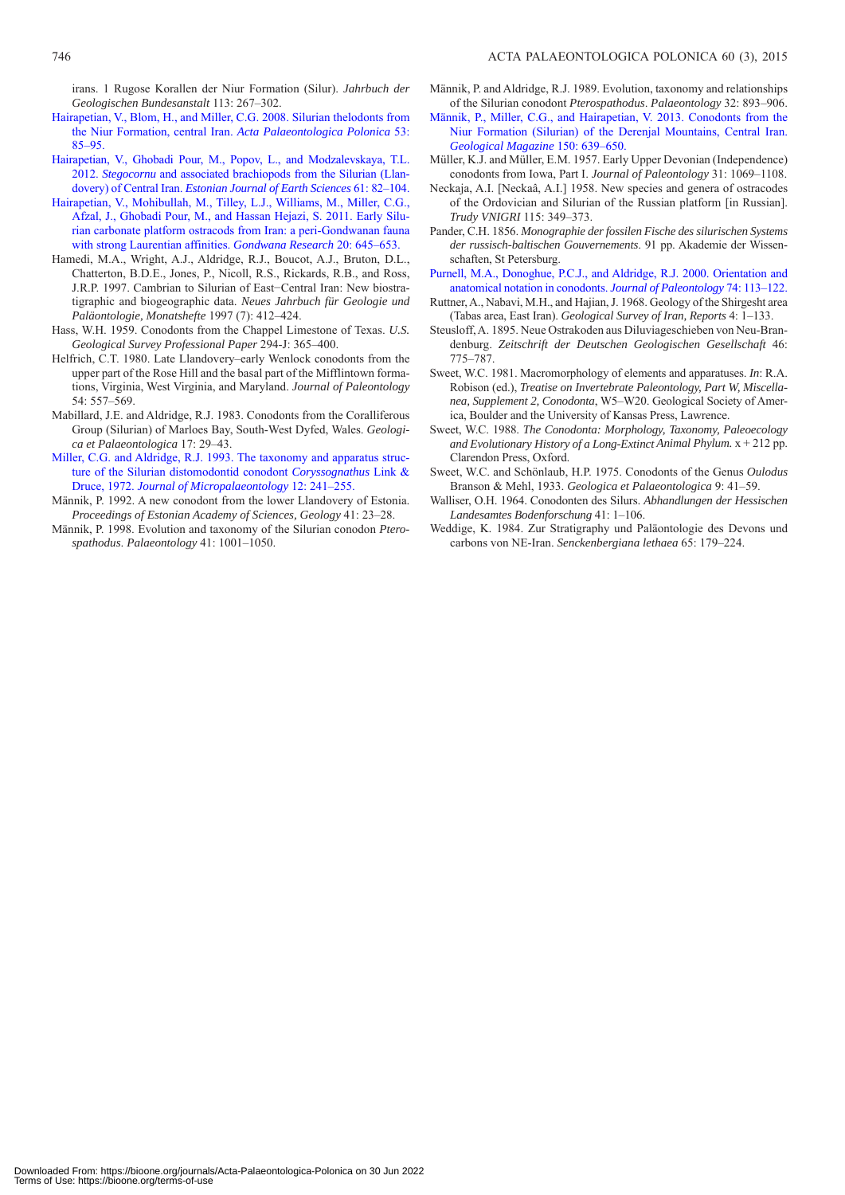irans. 1 Rugose Korallen der Niur Formation (Silur). *Jahrbuch der Geologischen Bundesanstalt* 113: 267–302.

Hairapetian, V., Blom, H., and Miller, C.G. 2008. Silurian thelodonts from the Niur Formation, central Iran. *Acta Palaeontologica Polonica* 53: 85–95.

Hairapetian, V., Ghobadi Pour, M., Popov, L., and Modzalevskaya, T.L. 2012. *Stegocornu* and associated brachiopods from the Silurian (Llandovery) of Central Iran. *Estonian Journal of Earth Sciences* 61: 82–104.

Hairapetian, V., Mohibullah, M., Tilley, L.J., Williams, M., Miller, C.G., Afzal, J., Ghobadi Pour, M., and Hassan Hejazi, S. 2011. Early Silurian carbonate platform ostracods from Iran: a peri-Gondwanan fauna with strong Laurentian affinities. *Gondwana Research* 20: 645–653.

Hamedi, M.A., Wright, A.J., Aldridge, R.J., Boucot, A.J., Bruton, D.L., Chatterton, B.D.E., Jones, P., Nicoll, R.S., Rickards, R.B., and Ross, J.R.P. 1997. Cambrian to Silurian of East−Central Iran: New biostratigraphic and biogeographic data. *Neues Jahrbuch für Geologie und Paläontologie, Monatshefte* 1997 (7): 412–424.

Hass, W.H. 1959. Conodonts from the Chappel Limestone of Texas. *U.S. Geological Survey Professional Paper* 294-J: 365–400.

Helfrich, C.T. 1980. Late Llandovery–early Wenlock conodonts from the upper part of the Rose Hill and the basal part of the Mifflintown formations, Virginia, West Virginia, and Maryland. *Journal of Paleontology* 54: 557–569.

Mabillard, J.E. and Aldridge, R.J. 1983. Conodonts from the Coralliferous Group (Silurian) of Marloes Bay, South-West Dyfed, Wales. *Geologica et Palaeontologica* 17: 29–43.

Miller, C.G. and Aldridge, R.J. 1993. The taxonomy and apparatus structure of the Silurian distomodontid conodont *Coryssognathus* Link & Druce, 1972. *Journal of Micropalaeontology* 12: 241–255.

Männik, P. 1992. A new conodont from the lower Llandovery of Estonia. *Proceedings of Estonian Academy of Sciences, Geology* 41: 23–28.

Männik, P. 1998. Evolution and taxonomy of the Silurian conodon *Pterospathodus*. *Palaeontology* 41: 1001–1050.

Männik, P. and Aldridge, R.J. 1989. Evolution, taxonomy and relationships of the Silurian conodont *Pterospathodus*. *Palaeontology* 32: 893–906.

Männik, P., Miller, C.G., and Hairapetian, V. 2013. Conodonts from the Niur Formation (Silurian) of the Derenjal Mountains, Central Iran. *Geological Magazine* 150: 639–650.

Müller, K.J. and Müller, E.M. 1957. Early Upper Devonian (Independence) conodonts from Iowa, Part I. *Journal of Paleontology* 31: 1069–1108.

Neckaja, A.I. [Neckaâ, A.I.] 1958. New species and genera of ostracodes of the Ordovician and Silurian of the Russian platform [in Russian]. *Trudy VNIGRI* 115: 349–373.

Pander, C.H. 1856. *Monographie der fossilen Fische des silurischen Systems der russisch-baltischen Gouvernements*. 91 pp. Akademie der Wissenschaften, St Petersburg.

Purnell, M.A., Donoghue, P.C.J., and Aldridge, R.J. 2000. Orientation and anatomical notation in conodonts. *Journal of Paleontology* 74: 113–122.

Ruttner, A., Nabavi, M.H., and Hajian, J. 1968. Geology of the Shirgesht area (Tabas area, East Iran). *Geological Survey of Iran, Reports* 4: 1–133.

Steusloff, A. 1895. Neue Ostrakoden aus Diluviageschieben von Neu-Brandenburg. *Zeitschrift der Deutschen Geologischen Gesellschaft* 46: 775–787.

Sweet, W.C. 1981. Macromorphology of elements and apparatuses. *In*: R.A. Robison (ed.), *Treatise on Invertebrate Paleontology, Part W, Miscellanea, Supplement 2, Conodonta*, W5–W20. Geological Society of America, Boulder and the University of Kansas Press, Lawrence.

Sweet, W.C. 1988. *The Conodonta: Morphology, Taxonomy, Paleoecology and Evolutionary History of a Long-Extinct Animal Phylum*. x + 212 pp. Clarendon Press, Oxford.

Sweet, W.C. and Schönlaub, H.P. 1975. Conodonts of the Genus *Oulodus* Branson & Mehl, 1933. *Geologica et Palaeontologica* 9: 41–59.

Walliser, O.H. 1964. Conodonten des Silurs. *Abhandlungen der Hessischen Landesamtes Bodenforschung* 41: 1–106.

Weddige, K. 1984. Zur Stratigraphy und Paläontologie des Devons und carbons von NE-Iran. *Senckenbergiana lethaea* 65: 179–224.